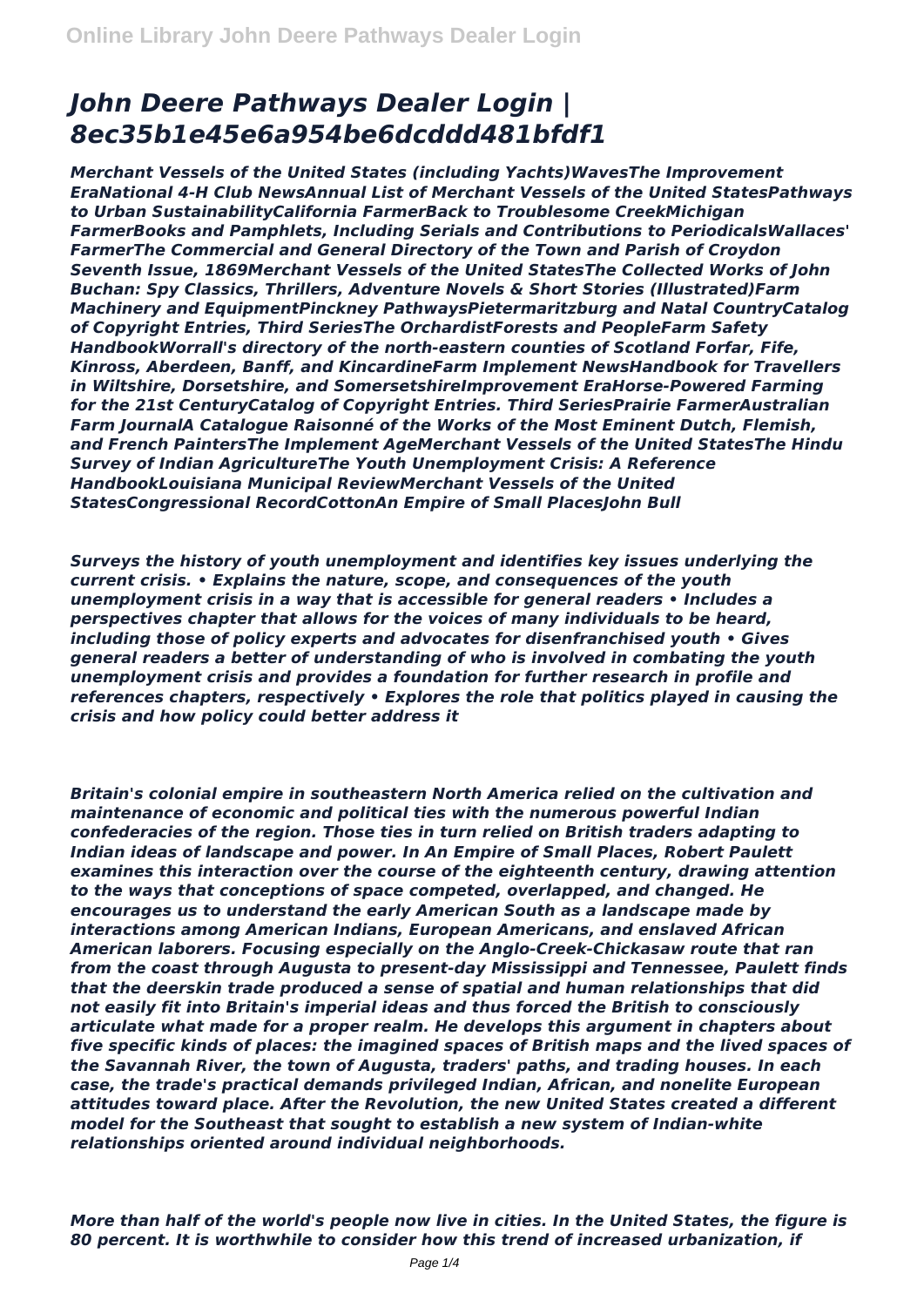# *John Deere Pathways Dealer Login | 8ec35b1e45e6a954be6dcddd481bfdf1*

***Merchant Vessels of the United States (including Yachts)WavesThe Improvement EraNational 4-H Club NewsAnnual List of Merchant Vessels of the United StatesPathways to Urban SustainabilityCalifornia FarmerBack to Troublesome CreekMichigan FarmerBooks and Pamphlets, Including Serials and Contributions to PeriodicalsWallaces' FarmerThe Commercial and General Directory of the Town and Parish of Croydon Seventh Issue, 1869Merchant Vessels of the United StatesThe Collected Works of John Buchan: Spy Classics, Thrillers, Adventure Novels & Short Stories (Illustrated)Farm Machinery and EquipmentPinckney PathwaysPietermaritzburg and Natal CountryCatalog of Copyright Entries, Third SeriesThe OrchardistForests and PeopleFarm Safety HandbookWorrall's directory of the north-eastern counties of Scotland Forfar, Fife, Kinross, Aberdeen, Banff, and KincardineFarm Implement NewsHandbook for Travellers in Wiltshire, Dorsetshire, and SomersetshireImprovement EraHorse-Powered Farming for the 21st CenturyCatalog of Copyright Entries. Third SeriesPrairie FarmerAustralian Farm JournalA Catalogue Raisonné of the Works of the Most Eminent Dutch, Flemish, and French PaintersThe Implement AgeMerchant Vessels of the United StatesThe Hindu Survey of Indian AgricultureThe Youth Unemployment Crisis: A Reference HandbookLouisiana Municipal ReviewMerchant Vessels of the United StatesCongressional RecordCottonAn Empire of Small PlacesJohn Bull***

***Surveys the history of youth unemployment and identifies key issues underlying the current crisis. • Explains the nature, scope, and consequences of the youth unemployment crisis in a way that is accessible for general readers • Includes a perspectives chapter that allows for the voices of many individuals to be heard, including those of policy experts and advocates for disenfranchised youth • Gives general readers a better of understanding of who is involved in combating the youth unemployment crisis and provides a foundation for further research in profile and references chapters, respectively • Explores the role that politics played in causing the crisis and how policy could better address it***

***Britain's colonial empire in southeastern North America relied on the cultivation and maintenance of economic and political ties with the numerous powerful Indian confederacies of the region. Those ties in turn relied on British traders adapting to Indian ideas of landscape and power. In An Empire of Small Places, Robert Paulett examines this interaction over the course of the eighteenth century, drawing attention to the ways that conceptions of space competed, overlapped, and changed. He encourages us to understand the early American South as a landscape made by interactions among American Indians, European Americans, and enslaved African American laborers. Focusing especially on the Anglo-Creek-Chickasaw route that ran from the coast through Augusta to present-day Mississippi and Tennessee, Paulett finds that the deerskin trade produced a sense of spatial and human relationships that did not easily fit into Britain's imperial ideas and thus forced the British to consciously articulate what made for a proper realm. He develops this argument in chapters about five specific kinds of places: the imagined spaces of British maps and the lived spaces of the Savannah River, the town of Augusta, traders' paths, and trading houses. In each case, the trade's practical demands privileged Indian, African, and nonelite European attitudes toward place. After the Revolution, the new United States created a different model for the Southeast that sought to establish a new system of Indian-white relationships oriented around individual neighborhoods.***

***More than half of the world's people now live in cities. In the United States, the figure is 80 percent. It is worthwhile to consider how this trend of increased urbanization, if***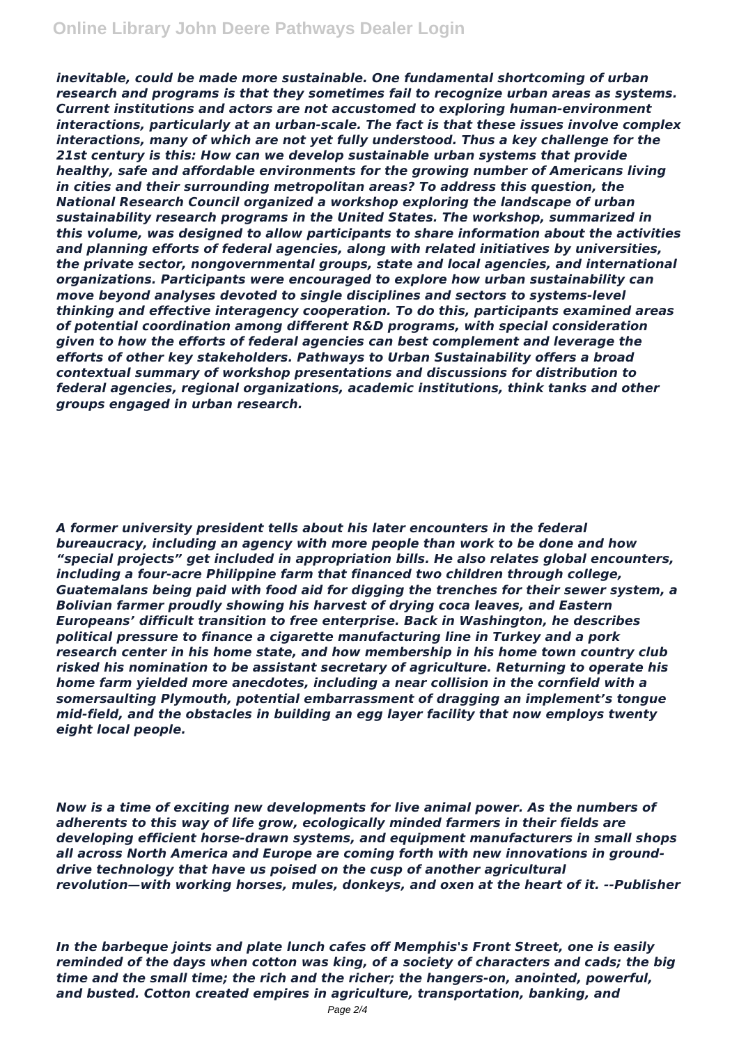*inevitable, could be made more sustainable. One fundamental shortcoming of urban research and programs is that they sometimes fail to recognize urban areas as systems. Current institutions and actors are not accustomed to exploring human-environment interactions, particularly at an urban-scale. The fact is that these issues involve complex interactions, many of which are not yet fully understood. Thus a key challenge for the 21st century is this: How can we develop sustainable urban systems that provide healthy, safe and affordable environments for the growing number of Americans living in cities and their surrounding metropolitan areas? To address this question, the National Research Council organized a workshop exploring the landscape of urban sustainability research programs in the United States. The workshop, summarized in this volume, was designed to allow participants to share information about the activities and planning efforts of federal agencies, along with related initiatives by universities, the private sector, nongovernmental groups, state and local agencies, and international organizations. Participants were encouraged to explore how urban sustainability can move beyond analyses devoted to single disciplines and sectors to systems-level thinking and effective interagency cooperation. To do this, participants examined areas of potential coordination among different R&D programs, with special consideration given to how the efforts of federal agencies can best complement and leverage the efforts of other key stakeholders. Pathways to Urban Sustainability offers a broad contextual summary of workshop presentations and discussions for distribution to federal agencies, regional organizations, academic institutions, think tanks and other groups engaged in urban research.*

*A former university president tells about his later encounters in the federal bureaucracy, including an agency with more people than work to be done and how "special projects" get included in appropriation bills. He also relates global encounters, including a four-acre Philippine farm that financed two children through college, Guatemalans being paid with food aid for digging the trenches for their sewer system, a Bolivian farmer proudly showing his harvest of drying coca leaves, and Eastern Europeans' difficult transition to free enterprise. Back in Washington, he describes political pressure to finance a cigarette manufacturing line in Turkey and a pork research center in his home state, and how membership in his home town country club risked his nomination to be assistant secretary of agriculture. Returning to operate his home farm yielded more anecdotes, including a near collision in the cornfield with a somersaulting Plymouth, potential embarrassment of dragging an implement's tongue mid-field, and the obstacles in building an egg layer facility that now employs twenty eight local people.*

*Now is a time of exciting new developments for live animal power. As the numbers of adherents to this way of life grow, ecologically minded farmers in their fields are developing efficient horse-drawn systems, and equipment manufacturers in small shops all across North America and Europe are coming forth with new innovations in ground-drive technology that have us poised on the cusp of another agricultural revolution—with working horses, mules, donkeys, and oxen at the heart of it. --Publisher*

*In the barbeque joints and plate lunch cafes off Memphis's Front Street, one is easily reminded of the days when cotton was king, of a society of characters and cads; the big time and the small time; the rich and the richer; the hangers-on, anointed, powerful, and busted. Cotton created empires in agriculture, transportation, banking, and*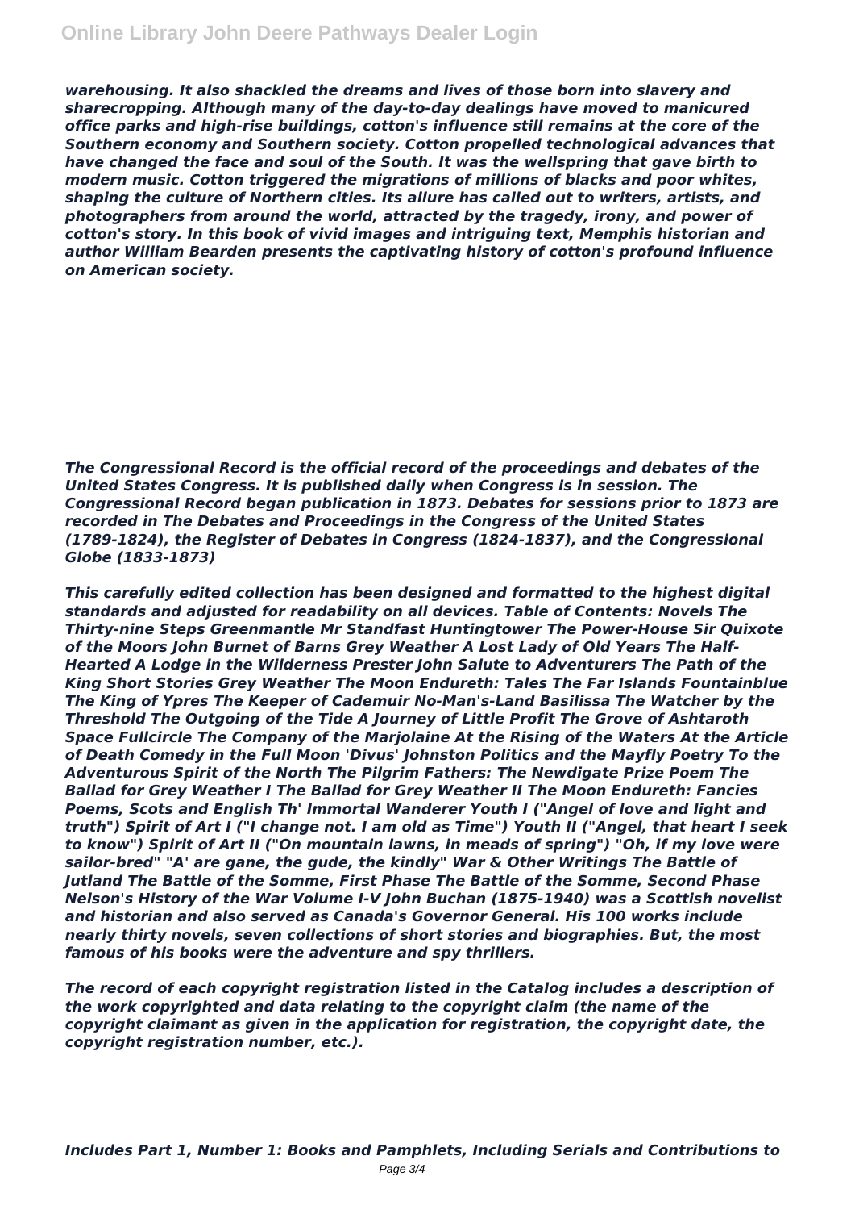*warehousing. It also shackled the dreams and lives of those born into slavery and sharecropping. Although many of the day-to-day dealings have moved to manicured office parks and high-rise buildings, cotton's influence still remains at the core of the Southern economy and Southern society. Cotton propelled technological advances that have changed the face and soul of the South. It was the wellspring that gave birth to modern music. Cotton triggered the migrations of millions of blacks and poor whites, shaping the culture of Northern cities. Its allure has called out to writers, artists, and photographers from around the world, attracted by the tragedy, irony, and power of cotton's story. In this book of vivid images and intriguing text, Memphis historian and author William Bearden presents the captivating history of cotton's profound influence on American society.*

*The Congressional Record is the official record of the proceedings and debates of the United States Congress. It is published daily when Congress is in session. The Congressional Record began publication in 1873. Debates for sessions prior to 1873 are recorded in The Debates and Proceedings in the Congress of the United States (1789-1824), the Register of Debates in Congress (1824-1837), and the Congressional Globe (1833-1873)*

*This carefully edited collection has been designed and formatted to the highest digital standards and adjusted for readability on all devices. Table of Contents: Novels The Thirty-nine Steps Greenmantle Mr Standfast Huntingtower The Power-House Sir Quixote of the Moors John Burnet of Barns Grey Weather A Lost Lady of Old Years The Half-Hearted A Lodge in the Wilderness Prester John Salute to Adventurers The Path of the King Short Stories Grey Weather The Moon Endureth: Tales The Far Islands Fountainblue The King of Ypres The Keeper of Cademuir No-Man's-Land Basilissa The Watcher by the Threshold The Outgoing of the Tide A Journey of Little Profit The Grove of Ashtaroth Space Fullcircle The Company of the Marjolaine At the Rising of the Waters At the Article of Death Comedy in the Full Moon 'Divus' Johnston Politics and the Mayfly Poetry To the Adventurous Spirit of the North The Pilgrim Fathers: The Newdigate Prize Poem The Ballad for Grey Weather I The Ballad for Grey Weather II The Moon Endureth: Fancies Poems, Scots and English Th' Immortal Wanderer Youth I ("Angel of love and light and truth") Spirit of Art I ("I change not. I am old as Time") Youth II ("Angel, that heart I seek to know") Spirit of Art II ("On mountain lawns, in meads of spring") "Oh, if my love were sailor-bred" "A' are gane, the gude, the kindly" War & Other Writings The Battle of Jutland The Battle of the Somme, First Phase The Battle of the Somme, Second Phase Nelson's History of the War Volume I-V John Buchan (1875-1940) was a Scottish novelist and historian and also served as Canada's Governor General. His 100 works include nearly thirty novels, seven collections of short stories and biographies. But, the most famous of his books were the adventure and spy thrillers.*

*The record of each copyright registration listed in the Catalog includes a description of the work copyrighted and data relating to the copyright claim (the name of the copyright claimant as given in the application for registration, the copyright date, the copyright registration number, etc.).*

*Includes Part 1, Number 1: Books and Pamphlets, Including Serials and Contributions to*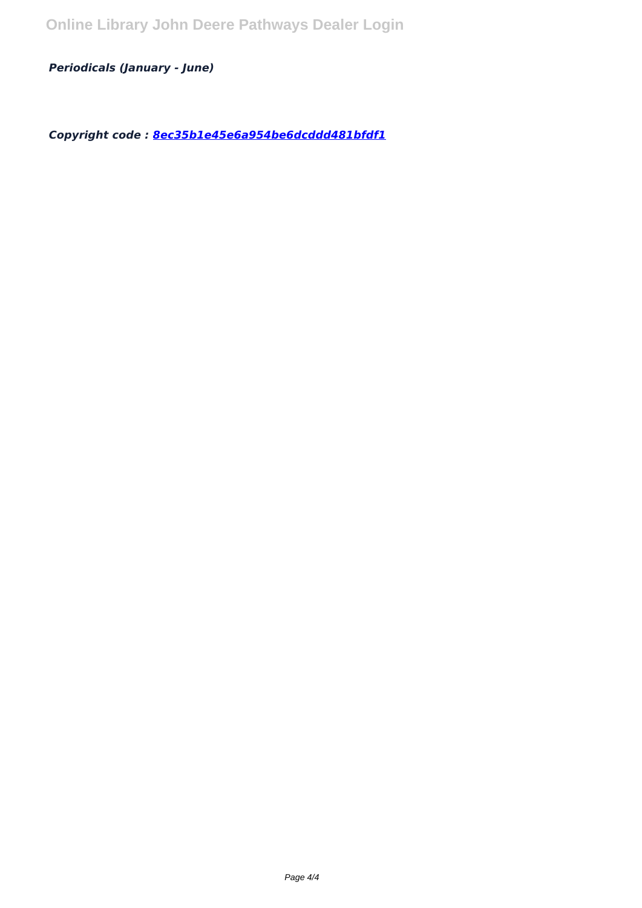***Periodicals (January - June)***

***Copyright code : [8ec35b1e45e6a954be6dcddd481bfdf1]***